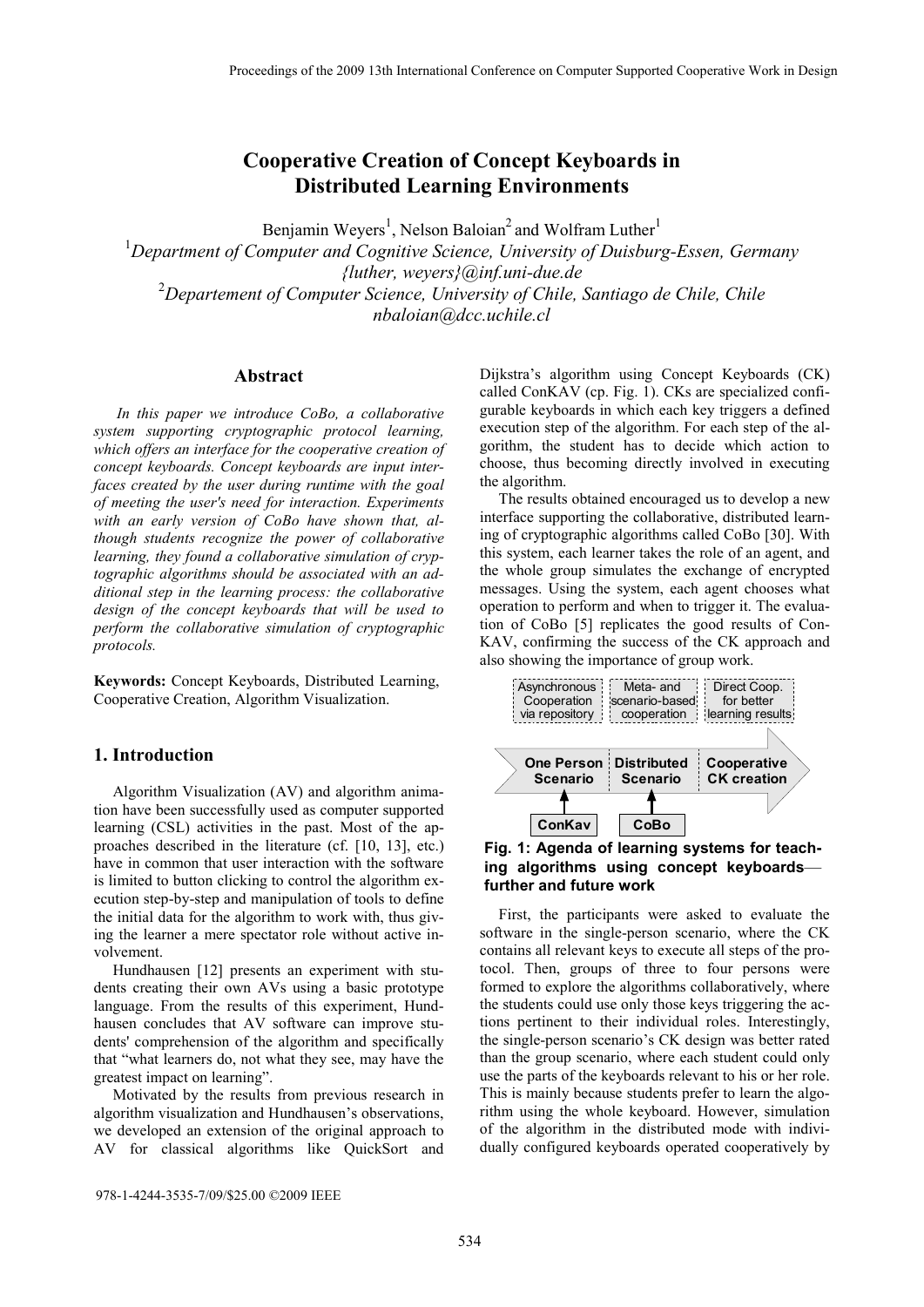# Cooperative Creation of Concept Keyboards in Distributed Learning Environments

Benjamin Weyers[1], Nelson Baloian[2] and Wolfram Luther[1]

[1]*Department of Computer and Cognitive Science, University of Duisburg-Essen, Germany*
*{luther, weyers}@inf.uni-due.de*

[2]*Departement of Computer Science, University of Chile, Santiago de Chile, Chile*
*nbaloian@dcc.uchile.cl*

## Abstract

*In this paper we introduce CoBo, a collaborative system supporting cryptographic protocol learning, which offers an interface for the cooperative creation of concept keyboards. Concept keyboards are input interfaces created by the user during runtime with the goal of meeting the user's need for interaction. Experiments with an early version of CoBo have shown that, although students recognize the power of collaborative learning, they found a collaborative simulation of cryptographic algorithms should be associated with an additional step in the learning process: the collaborative design of the concept keyboards that will be used to perform the collaborative simulation of cryptographic protocols.*

**Keywords:** Concept Keyboards, Distributed Learning, Cooperative Creation, Algorithm Visualization.

## 1. Introduction

Algorithm Visualization (AV) and algorithm animation have been successfully used as computer supported learning (CSL) activities in the past. Most of the approaches described in the literature (cf. [10, 13], etc.) have in common that user interaction with the software is limited to button clicking to control the algorithm execution step-by-step and manipulation of tools to define the initial data for the algorithm to work with, thus giving the learner a mere spectator role without active involvement.

Hundhausen [12] presents an experiment with students creating their own AVs using a basic prototype language. From the results of this experiment, Hundhausen concludes that AV software can improve students' comprehension of the algorithm and specifically that "what learners do, not what they see, may have the greatest impact on learning".

Motivated by the results from previous research in algorithm visualization and Hundhausen's observations, we developed an extension of the original approach to AV for classical algorithms like QuickSort and Dijkstra's algorithm using Concept Keyboards (CK) called ConKAV (cp. Fig. 1). CKs are specialized configurable keyboards in which each key triggers a defined execution step of the algorithm. For each step of the algorithm, the student has to decide which action to choose, thus becoming directly involved in executing the algorithm.

The results obtained encouraged us to develop a new interface supporting the collaborative, distributed learning of cryptographic algorithms called CoBo [30]. With this system, each learner takes the role of an agent, and the whole group simulates the exchange of encrypted messages. Using the system, each agent chooses what operation to perform and when to trigger it. The evaluation of CoBo [5] replicates the good results of ConKAV, confirming the success of the CK approach and also showing the importance of group work.

Asynchronous Cooperation via repository | Meta- and scenario-based cooperation | Direct Coop. for better learning results

One Person Scenario | Distributed Scenario | Cooperative CK creation

ConKav | CoBo

**Fig. 1: Agenda of learning systems for teaching algorithms using concept keyboards—further and future work**

First, the participants were asked to evaluate the software in the single-person scenario, where the CK contains all relevant keys to execute all steps of the protocol. Then, groups of three to four persons were formed to explore the algorithms collaboratively, where the students could use only those keys triggering the actions pertinent to their individual roles. Interestingly, the single-person scenario's CK design was better rated than the group scenario, where each student could only use the parts of the keyboards relevant to his or her role. This is mainly because students prefer to learn the algorithm using the whole keyboard. However, simulation of the algorithm in the distributed mode with individually configured keyboards operated cooperatively by

978-1-4244-3535-7/09/$25.00 ©2009 IEEE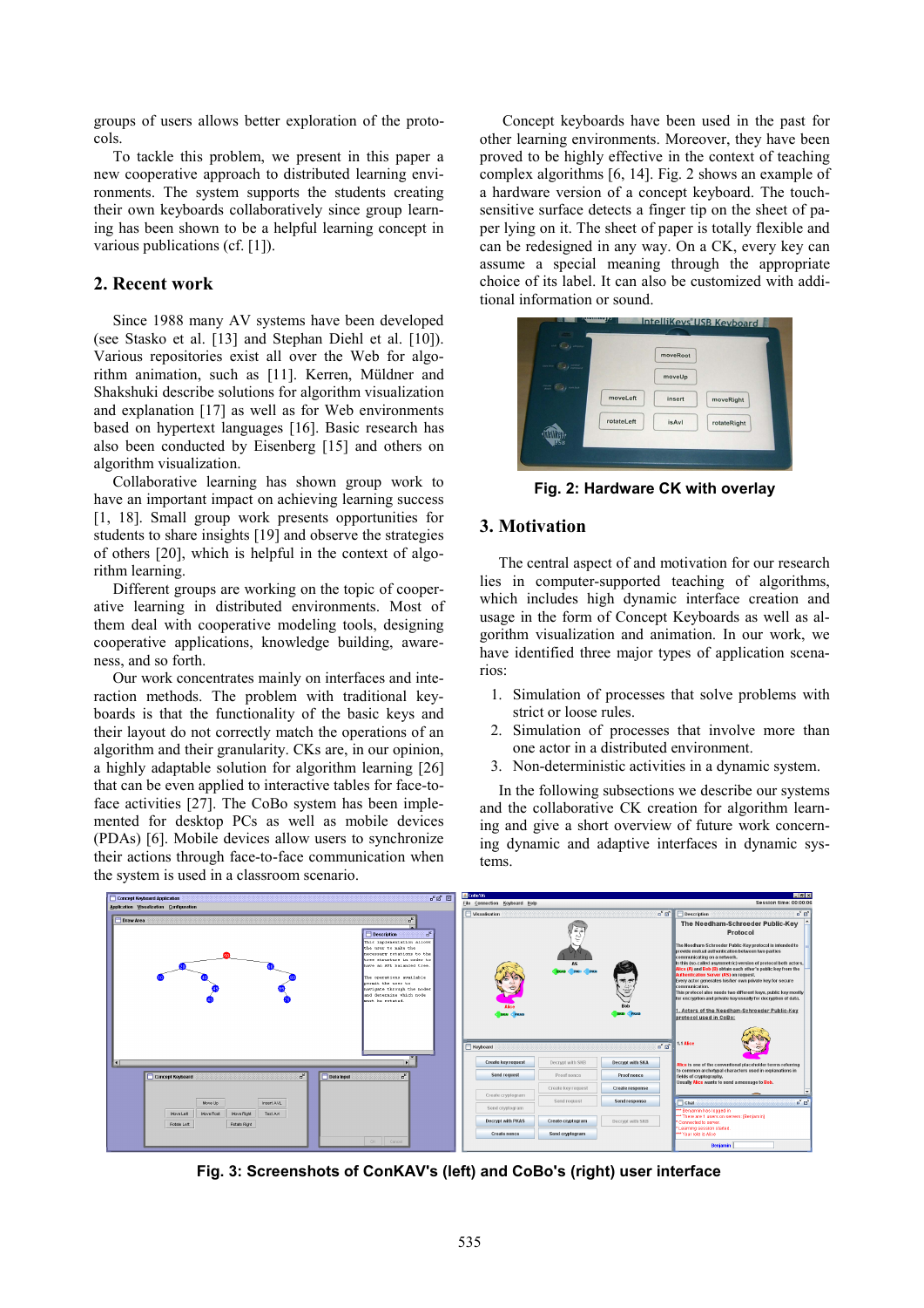groups of users allows better exploration of the protocols.

To tackle this problem, we present in this paper a new cooperative approach to distributed learning environments. The system supports the students creating their own keyboards collaboratively since group learning has been shown to be a helpful learning concept in various publications (cf. [1]).

## 2. Recent work

Since 1988 many AV systems have been developed (see Stasko et al. [13] and Stephan Diehl et al. [10]). Various repositories exist all over the Web for algorithm animation, such as [11]. Kerren, Müldner and Shakshuki describe solutions for algorithm visualization and explanation [17] as well as for Web environments based on hypertext languages [16]. Basic research has also been conducted by Eisenberg [15] and others on algorithm visualization.

Collaborative learning has shown group work to have an important impact on achieving learning success [1, 18]. Small group work presents opportunities for students to share insights [19] and observe the strategies of others [20], which is helpful in the context of algorithm learning.

Different groups are working on the topic of cooperative learning in distributed environments. Most of them deal with cooperative modeling tools, designing cooperative applications, knowledge building, awareness, and so forth.

Our work concentrates mainly on interfaces and interaction methods. The problem with traditional keyboards is that the functionality of the basic keys and their layout do not correctly match the operations of an algorithm and their granularity. CKs are, in our opinion, a highly adaptable solution for algorithm learning [26] that can be even applied to interactive tables for face-to-face activities [27]. The CoBo system has been implemented for desktop PCs as well as mobile devices (PDAs) [6]. Mobile devices allow users to synchronize their actions through face-to-face communication when the system is used in a classroom scenario.

Concept keyboards have been used in the past for other learning environments. Moreover, they have been proved to be highly effective in the context of teaching complex algorithms [6, 14]. Fig. 2 shows an example of a hardware version of a concept keyboard. The touch-sensitive surface detects a finger tip on the sheet of paper lying on it. The sheet of paper is totally flexible and can be redesigned in any way. On a CK, every key can assume a special meaning through the appropriate choice of its label. It can also be customized with additional information or sound.

**Fig. 2: Hardware CK with overlay**

## 3. Motivation

The central aspect of and motivation for our research lies in computer-supported teaching of algorithms, which includes high dynamic interface creation and usage in the form of Concept Keyboards as well as algorithm visualization and animation. In our work, we have identified three major types of application scenarios:

1. Simulation of processes that solve problems with strict or loose rules.
2. Simulation of processes that involve more than one actor in a distributed environment.
3. Non-deterministic activities in a dynamic system.

In the following subsections we describe our systems and the collaborative CK creation for algorithm learning and give a short overview of future work concerning dynamic and adaptive interfaces in dynamic systems.

**Fig. 3: Screenshots of ConKAV's (left) and CoBo's (right) user interface**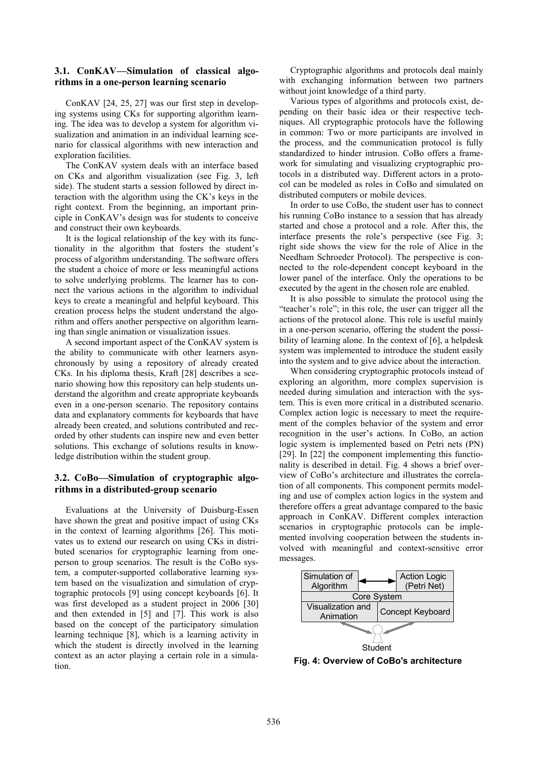### 3.1. ConKAV—Simulation of classical algorithms in a one-person learning scenario

ConKAV [24, 25, 27] was our first step in developing systems using CKs for supporting algorithm learning. The idea was to develop a system for algorithm visualization and animation in an individual learning scenario for classical algorithms with new interaction and exploration facilities.

The ConKAV system deals with an interface based on CKs and algorithm visualization (see Fig. 3, left side). The student starts a session followed by direct interaction with the algorithm using the CK's keys in the right context. From the beginning, an important principle in ConKAV's design was for students to conceive and construct their own keyboards.

It is the logical relationship of the key with its functionality in the algorithm that fosters the student's process of algorithm understanding. The software offers the student a choice of more or less meaningful actions to solve underlying problems. The learner has to connect the various actions in the algorithm to individual keys to create a meaningful and helpful keyboard. This creation process helps the student understand the algorithm and offers another perspective on algorithm learning than single animation or visualization issues.

A second important aspect of the ConKAV system is the ability to communicate with other learners asynchronously by using a repository of already created CKs. In his diploma thesis, Kraft [28] describes a scenario showing how this repository can help students understand the algorithm and create appropriate keyboards even in a one-person scenario. The repository contains data and explanatory comments for keyboards that have already been created, and solutions contributed and recorded by other students can inspire new and even better solutions. This exchange of solutions results in knowledge distribution within the student group.

### 3.2. CoBo—Simulation of cryptographic algorithms in a distributed-group scenario

Evaluations at the University of Duisburg-Essen have shown the great and positive impact of using CKs in the context of learning algorithms [26]. This motivates us to extend our research on using CKs in distributed scenarios for cryptographic learning from one-person to group scenarios. The result is the CoBo system, a computer-supported collaborative learning system based on the visualization and simulation of cryptographic protocols [9] using concept keyboards [6]. It was first developed as a student project in 2006 [30] and then extended in [5] and [7]. This work is also based on the concept of the participatory simulation learning technique [8], which is a learning activity in which the student is directly involved in the learning context as an actor playing a certain role in a simulation.

Cryptographic algorithms and protocols deal mainly with exchanging information between two partners without joint knowledge of a third party.

Various types of algorithms and protocols exist, depending on their basic idea or their respective techniques. All cryptographic protocols have the following in common: Two or more participants are involved in the process, and the communication protocol is fully standardized to hinder intrusion. CoBo offers a framework for simulating and visualizing cryptographic protocols in a distributed way. Different actors in a protocol can be modeled as roles in CoBo and simulated on distributed computers or mobile devices.

In order to use CoBo, the student user has to connect his running CoBo instance to a session that has already started and chose a protocol and a role. After this, the interface presents the role's perspective (see Fig. 3; right side shows the view for the role of Alice in the Needham Schroeder Protocol). The perspective is connected to the role-dependent concept keyboard in the lower panel of the interface. Only the operations to be executed by the agent in the chosen role are enabled.

It is also possible to simulate the protocol using the "teacher's role"; in this role, the user can trigger all the actions of the protocol alone. This role is useful mainly in a one-person scenario, offering the student the possibility of learning alone. In the context of [6], a helpdesk system was implemented to introduce the student easily into the system and to give advice about the interaction.

When considering cryptographic protocols instead of exploring an algorithm, more complex supervision is needed during simulation and interaction with the system. This is even more critical in a distributed scenario. Complex action logic is necessary to meet the requirement of the complex behavior of the system and error recognition in the user's actions. In CoBo, an action logic system is implemented based on Petri nets (PN) [29]. In [22] the component implementing this functionality is described in detail. Fig. 4 shows a brief overview of CoBo's architecture and illustrates the correlation of all components. This component permits modeling and use of complex action logics in the system and therefore offers a great advantage compared to the basic approach in ConKAV. Different complex interaction scenarios in cryptographic protocols can be implemented involving cooperation between the students involved with meaningful and context-sensitive error messages.

| Simulation of Algorithm | ↔ | Action Logic (Petri Net) |
|---|---|---|
| Core System | | |
| Visualization and Animation | | Concept Keyboard |
| Student | | |

**Fig. 4: Overview of CoBo's architecture**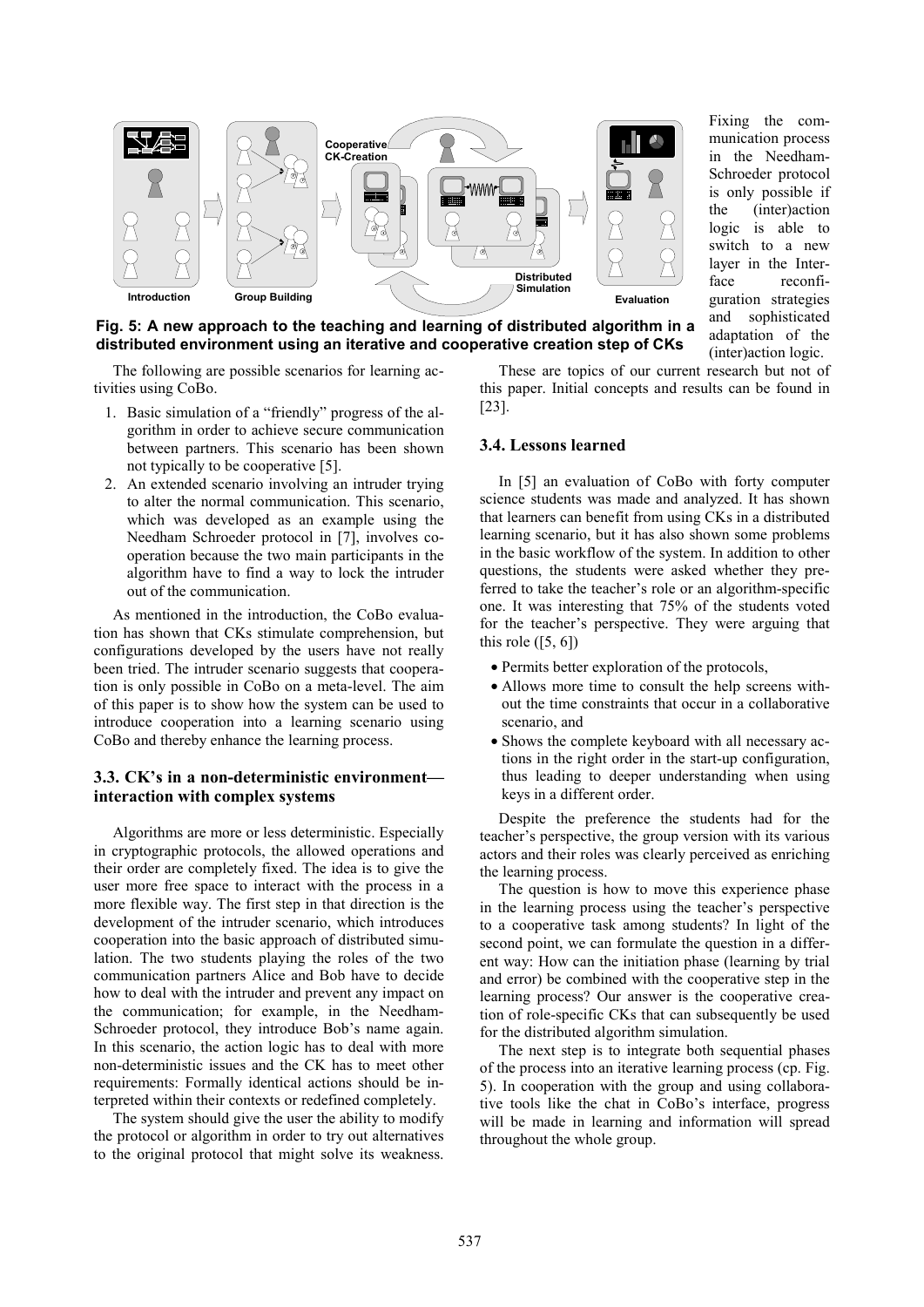Introduction Group Building Cooperative CK-Creation Distributed Simulation Evaluation

**Fig. 5: A new approach to the teaching and learning of distributed algorithm in a distributed environment using an iterative and cooperative creation step of CKs**

The following are possible scenarios for learning activities using CoBo.

1. Basic simulation of a "friendly" progress of the algorithm in order to achieve secure communication between partners. This scenario has been shown not typically to be cooperative [5].
2. An extended scenario involving an intruder trying to alter the normal communication. This scenario, which was developed as an example using the Needham Schroeder protocol in [7], involves cooperation because the two main participants in the algorithm have to find a way to lock the intruder out of the communication.

As mentioned in the introduction, the CoBo evaluation has shown that CKs stimulate comprehension, but configurations developed by the users have not really been tried. The intruder scenario suggests that cooperation is only possible in CoBo on a meta-level. The aim of this paper is to show how the system can be used to introduce cooperation into a learning scenario using CoBo and thereby enhance the learning process.

### 3.3. CK's in a non-deterministic environment—interaction with complex systems

Algorithms are more or less deterministic. Especially in cryptographic protocols, the allowed operations and their order are completely fixed. The idea is to give the user more free space to interact with the process in a more flexible way. The first step in that direction is the development of the intruder scenario, which introduces cooperation into the basic approach of distributed simulation. The two students playing the roles of the two communication partners Alice and Bob have to decide how to deal with the intruder and prevent any impact on the communication; for example, in the Needham-Schroeder protocol, they introduce Bob's name again. In this scenario, the action logic has to deal with more non-deterministic issues and the CK has to meet other requirements: Formally identical actions should be interpreted within their contexts or redefined completely.

The system should give the user the ability to modify the protocol or algorithm in order to try out alternatives to the original protocol that might solve its weakness. Fixing the communication process in the Needham-Schroeder protocol is only possible if the (inter)action logic is able to switch to a new layer in the Interface reconfiguration strategies and sophisticated adaptation of the (inter)action logic.

These are topics of our current research but not of this paper. Initial concepts and results can be found in [23].

### 3.4. Lessons learned

In [5] an evaluation of CoBo with forty computer science students was made and analyzed. It has shown that learners can benefit from using CKs in a distributed learning scenario, but it has also shown some problems in the basic workflow of the system. In addition to other questions, the students were asked whether they preferred to take the teacher's role or an algorithm-specific one. It was interesting that 75% of the students voted for the teacher's perspective. They were arguing that this role ([5, 6])

- Permits better exploration of the protocols,
- Allows more time to consult the help screens without the time constraints that occur in a collaborative scenario, and
- Shows the complete keyboard with all necessary actions in the right order in the start-up configuration, thus leading to deeper understanding when using keys in a different order.

Despite the preference the students had for the teacher's perspective, the group version with its various actors and their roles was clearly perceived as enriching the learning process.

The question is how to move this experience phase in the learning process using the teacher's perspective to a cooperative task among students? In light of the second point, we can formulate the question in a different way: How can the initiation phase (learning by trial and error) be combined with the cooperative step in the learning process? Our answer is the cooperative creation of role-specific CKs that can subsequently be used for the distributed algorithm simulation.

The next step is to integrate both sequential phases of the process into an iterative learning process (cp. Fig. 5). In cooperation with the group and using collaborative tools like the chat in CoBo's interface, progress will be made in learning and information will spread throughout the whole group.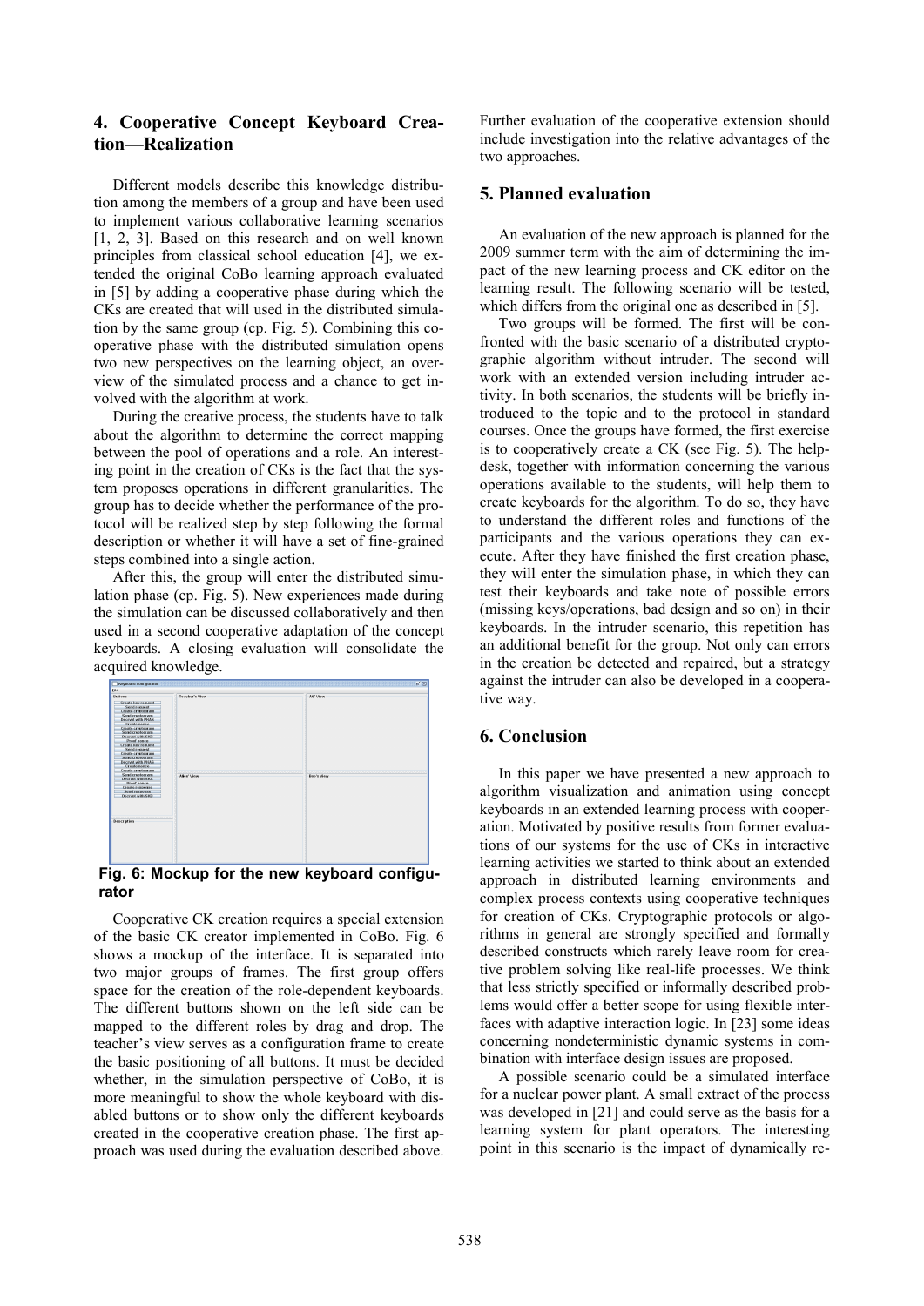## 4. Cooperative Concept Keyboard Creation—Realization

Different models describe this knowledge distribution among the members of a group and have been used to implement various collaborative learning scenarios [1, 2, 3]. Based on this research and on well known principles from classical school education [4], we extended the original CoBo learning approach evaluated in [5] by adding a cooperative phase during which the CKs are created that will used in the distributed simulation by the same group (cp. Fig. 5). Combining this cooperative phase with the distributed simulation opens two new perspectives on the learning object, an overview of the simulated process and a chance to get involved with the algorithm at work.

During the creative process, the students have to talk about the algorithm to determine the correct mapping between the pool of operations and a role. An interesting point in the creation of CKs is the fact that the system proposes operations in different granularities. The group has to decide whether the performance of the protocol will be realized step by step following the formal description or whether it will have a set of fine-grained steps combined into a single action.

After this, the group will enter the distributed simulation phase (cp. Fig. 5). New experiences made during the simulation can be discussed collaboratively and then used in a second cooperative adaptation of the concept keyboards. A closing evaluation will consolidate the acquired knowledge.

**Fig. 6: Mockup for the new keyboard configurator**

Cooperative CK creation requires a special extension of the basic CK creator implemented in CoBo. Fig. 6 shows a mockup of the interface. It is separated into two major groups of frames. The first group offers space for the creation of the role-dependent keyboards. The different buttons shown on the left side can be mapped to the different roles by drag and drop. The teacher's view serves as a configuration frame to create the basic positioning of all buttons. It must be decided whether, in the simulation perspective of CoBo, it is more meaningful to show the whole keyboard with disabled buttons or to show only the different keyboards created in the cooperative creation phase. The first approach was used during the evaluation described above. Further evaluation of the cooperative extension should include investigation into the relative advantages of the two approaches.

## 5. Planned evaluation

An evaluation of the new approach is planned for the 2009 summer term with the aim of determining the impact of the new learning process and CK editor on the learning result. The following scenario will be tested, which differs from the original one as described in [5].

Two groups will be formed. The first will be confronted with the basic scenario of a distributed cryptographic algorithm without intruder. The second will work with an extended version including intruder activity. In both scenarios, the students will be briefly introduced to the topic and to the protocol in standard courses. Once the groups have formed, the first exercise is to cooperatively create a CK (see Fig. 5). The helpdesk, together with information concerning the various operations available to the students, will help them to create keyboards for the algorithm. To do so, they have to understand the different roles and functions of the participants and the various operations they can execute. After they have finished the first creation phase, they will enter the simulation phase, in which they can test their keyboards and take note of possible errors (missing keys/operations, bad design and so on) in their keyboards. In the intruder scenario, this repetition has an additional benefit for the group. Not only can errors in the creation be detected and repaired, but a strategy against the intruder can also be developed in a cooperative way.

## 6. Conclusion

In this paper we have presented a new approach to algorithm visualization and animation using concept keyboards in an extended learning process with cooperation. Motivated by positive results from former evaluations of our systems for the use of CKs in interactive learning activities we started to think about an extended approach in distributed learning environments and complex process contexts using cooperative techniques for creation of CKs. Cryptographic protocols or algorithms in general are strongly specified and formally described constructs which rarely leave room for creative problem solving like real-life processes. We think that less strictly specified or informally described problems would offer a better scope for using flexible interfaces with adaptive interaction logic. In [23] some ideas concerning nondeterministic dynamic systems in combination with interface design issues are proposed.

A possible scenario could be a simulated interface for a nuclear power plant. A small extract of the process was developed in [21] and could serve as the basis for a learning system for plant operators. The interesting point in this scenario is the impact of dynamically re-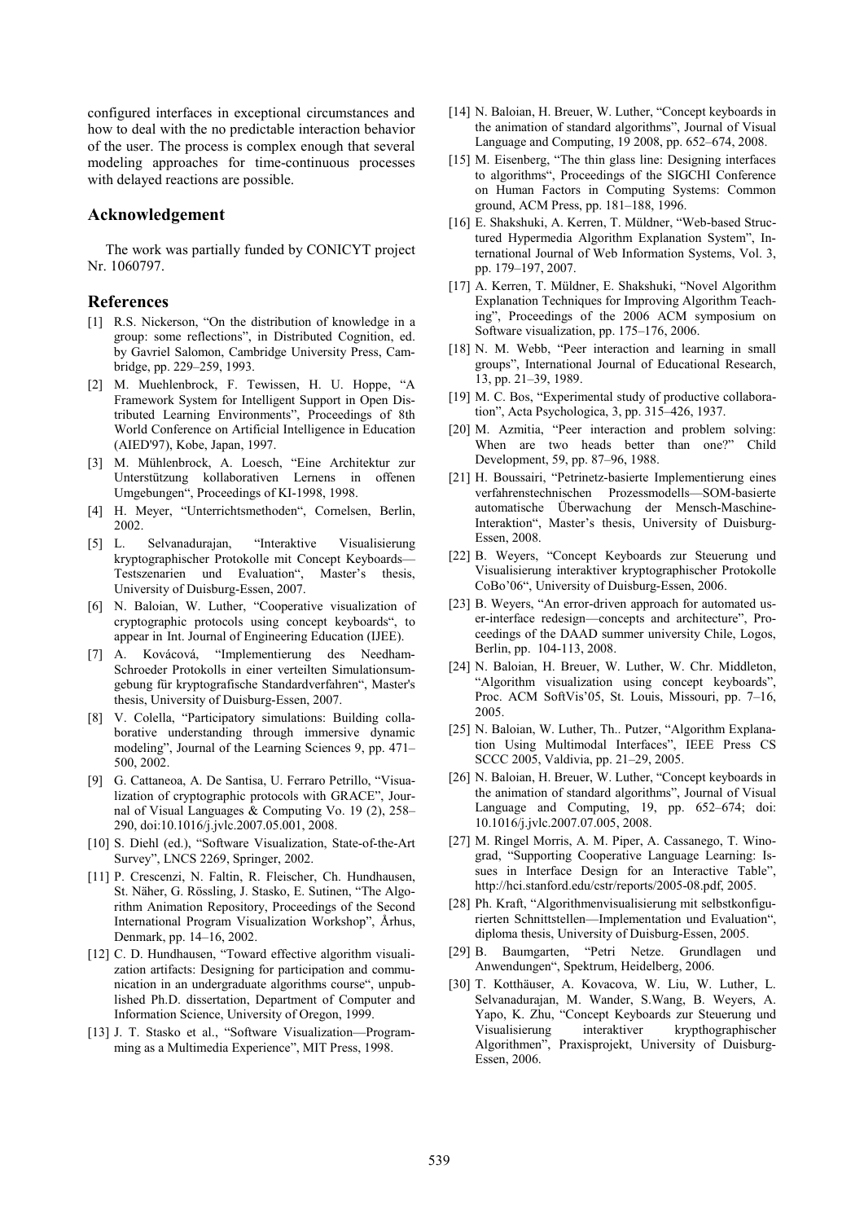configured interfaces in exceptional circumstances and how to deal with the no predictable interaction behavior of the user. The process is complex enough that several modeling approaches for time-continuous processes with delayed reactions are possible.

## Acknowledgement

The work was partially funded by CONICYT project Nr. 1060797.

## References

[1] R.S. Nickerson, "On the distribution of knowledge in a group: some reflections", in Distributed Cognition, ed. by Gavriel Salomon, Cambridge University Press, Cambridge, pp. 229–259, 1993.

[2] M. Muehlenbrock, F. Tewissen, H. U. Hoppe, "A Framework System for Intelligent Support in Open Distributed Learning Environments", Proceedings of 8th World Conference on Artificial Intelligence in Education (AIED'97), Kobe, Japan, 1997.

[3] M. Mühlenbrock, A. Loesch, "Eine Architektur zur Unterstützung kollaborativen Lernens in offenen Umgebungen", Proceedings of KI-1998, 1998.

[4] H. Meyer, "Unterrichtsmethoden", Cornelsen, Berlin, 2002.

[5] L. Selvanadurajan, "Interaktive Visualisierung kryptographischer Protokolle mit Concept Keyboards—Testszenarien und Evaluation", Master's thesis, University of Duisburg-Essen, 2007.

[6] N. Baloian, W. Luther, "Cooperative visualization of cryptographic protocols using concept keyboards", to appear in Int. Journal of Engineering Education (IJEE).

[7] A. Kovácová, "Implementierung des Needham-Schroeder Protokolls in einer verteilten Simulationsumgebung für kryptografische Standardverfahren", Master's thesis, University of Duisburg-Essen, 2007.

[8] V. Colella, "Participatory simulations: Building collaborative understanding through immersive dynamic modeling", Journal of the Learning Sciences 9, pp. 471–500, 2002.

[9] G. Cattaneoa, A. De Santisa, U. Ferraro Petrillo, "Visualization of cryptographic protocols with GRACE", Journal of Visual Languages & Computing Vo. 19 (2), 258–290, doi:10.1016/j.jvlc.2007.05.001, 2008.

[10] S. Diehl (ed.), "Software Visualization, State-of-the-Art Survey", LNCS 2269, Springer, 2002.

[11] P. Crescenzi, N. Faltin, R. Fleischer, Ch. Hundhausen, St. Näher, G. Rössling, J. Stasko, E. Sutinen, "The Algorithm Animation Repository, Proceedings of the Second International Program Visualization Workshop", Århus, Denmark, pp. 14–16, 2002.

[12] C. D. Hundhausen, "Toward effective algorithm visualization artifacts: Designing for participation and communication in an undergraduate algorithms course", unpublished Ph.D. dissertation, Department of Computer and Information Science, University of Oregon, 1999.

[13] J. T. Stasko et al., "Software Visualization—Programming as a Multimedia Experience", MIT Press, 1998.

[14] N. Baloian, H. Breuer, W. Luther, "Concept keyboards in the animation of standard algorithms", Journal of Visual Language and Computing, 19 2008, pp. 652–674, 2008.

[15] M. Eisenberg, "The thin glass line: Designing interfaces to algorithms", Proceedings of the SIGCHI Conference on Human Factors in Computing Systems: Common ground, ACM Press, pp. 181–188, 1996.

[16] E. Shakshuki, A. Kerren, T. Müldner, "Web-based Structured Hypermedia Algorithm Explanation System", International Journal of Web Information Systems, Vol. 3, pp. 179–197, 2007.

[17] A. Kerren, T. Müldner, E. Shakshuki, "Novel Algorithm Explanation Techniques for Improving Algorithm Teaching", Proceedings of the 2006 ACM symposium on Software visualization, pp. 175–176, 2006.

[18] N. M. Webb, "Peer interaction and learning in small groups", International Journal of Educational Research, 13, pp. 21–39, 1989.

[19] M. C. Bos, "Experimental study of productive collaboration", Acta Psychologica, 3, pp. 315–426, 1937.

[20] M. Azmitia, "Peer interaction and problem solving: When are two heads better than one?" Child Development, 59, pp. 87–96, 1988.

[21] H. Boussairi, "Petrinetz-basierte Implementierung eines verfahrenstechnischen Prozessmodells—SOM-basierte automatische Überwachung der Mensch-Maschine-Interaktion", Master's thesis, University of Duisburg-Essen, 2008.

[22] B. Weyers, "Concept Keyboards zur Steuerung und Visualisierung interaktiver kryptographischer Protokolle CoBo'06", University of Duisburg-Essen, 2006.

[23] B. Weyers, "An error-driven approach for automated user-interface redesign—concepts and architecture", Proceedings of the DAAD summer university Chile, Logos, Berlin, pp. 104-113, 2008.

[24] N. Baloian, H. Breuer, W. Luther, W. Chr. Middleton, "Algorithm visualization using concept keyboards", Proc. ACM SoftVis'05, St. Louis, Missouri, pp. 7–16, 2005.

[25] N. Baloian, W. Luther, Th.. Putzer, "Algorithm Explanation Using Multimodal Interfaces", IEEE Press CS SCCC 2005, Valdivia, pp. 21–29, 2005.

[26] N. Baloian, H. Breuer, W. Luther, "Concept keyboards in the animation of standard algorithms", Journal of Visual Language and Computing, 19, pp. 652–674; doi: 10.1016/j.jvlc.2007.07.005, 2008.

[27] M. Ringel Morris, A. M. Piper, A. Cassanego, T. Winograd, "Supporting Cooperative Language Learning: Issues in Interface Design for an Interactive Table", http://hci.stanford.edu/cstr/reports/2005-08.pdf, 2005.

[28] Ph. Kraft, "Algorithmenvisualisierung mit selbstkonfigurierten Schnittstellen—Implementation und Evaluation", diploma thesis, University of Duisburg-Essen, 2005.

[29] B. Baumgarten, "Petri Netze. Grundlagen und Anwendungen", Spektrum, Heidelberg, 2006.

[30] T. Kotthäuser, A. Kovacova, W. Liu, W. Luther, L. Selvanadurajan, M. Wander, S.Wang, B. Weyers, A. Yapo, K. Zhu, "Concept Keyboards zur Steuerung und Visualisierung interaktiver krypthographischer Algorithmen", Praxisprojekt, University of Duisburg-Essen, 2006.